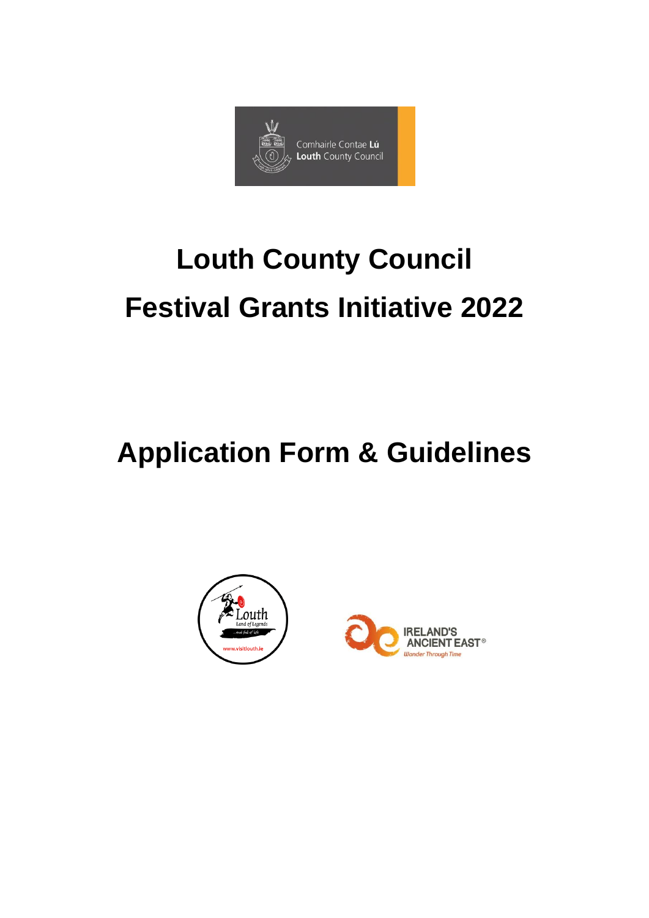# Louth County Council
# Festival Grants Initiative 2022

## Application Form & Guidelines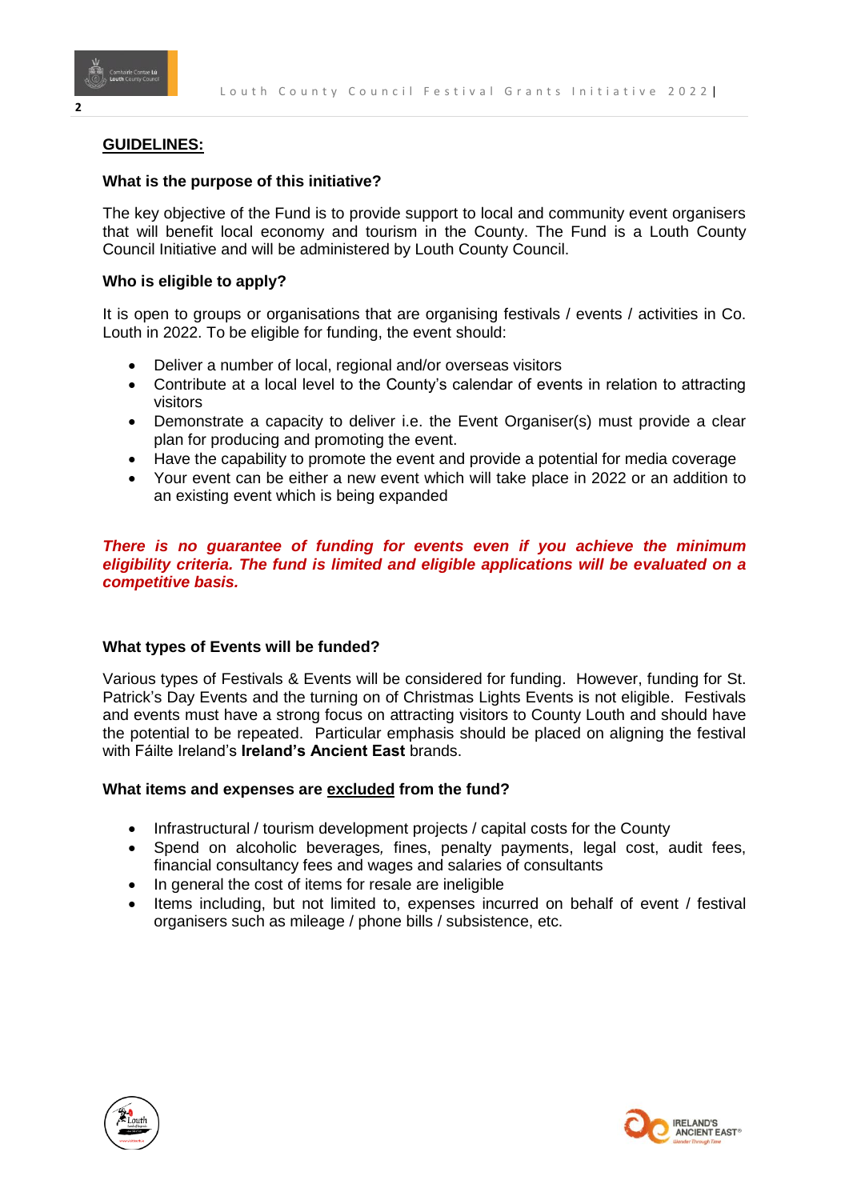## GUIDELINES:

### What is the purpose of this initiative?

The key objective of the Fund is to provide support to local and community event organisers that will benefit local economy and tourism in the County. The Fund is a Louth County Council Initiative and will be administered by Louth County Council.

### Who is eligible to apply?

It is open to groups or organisations that are organising festivals / events / activities in Co. Louth in 2022. To be eligible for funding, the event should:

- Deliver a number of local, regional and/or overseas visitors
- Contribute at a local level to the County's calendar of events in relation to attracting visitors
- Demonstrate a capacity to deliver i.e. the Event Organiser(s) must provide a clear plan for producing and promoting the event.
- Have the capability to promote the event and provide a potential for media coverage
- Your event can be either a new event which will take place in 2022 or an addition to an existing event which is being expanded

***There is no guarantee of funding for events even if you achieve the minimum eligibility criteria. The fund is limited and eligible applications will be evaluated on a competitive basis.***

### What types of Events will be funded?

Various types of Festivals & Events will be considered for funding. However, funding for St. Patrick's Day Events and the turning on of Christmas Lights Events is not eligible. Festivals and events must have a strong focus on attracting visitors to County Louth and should have the potential to be repeated. Particular emphasis should be placed on aligning the festival with Fáilte Ireland's **Ireland's Ancient East** brands.

### What items and expenses are excluded from the fund?

- Infrastructural / tourism development projects / capital costs for the County
- Spend on alcoholic beverages, fines, penalty payments, legal cost, audit fees, financial consultancy fees and wages and salaries of consultants
- In general the cost of items for resale are ineligible
- Items including, but not limited to, expenses incurred on behalf of event / festival organisers such as mileage / phone bills / subsistence, etc.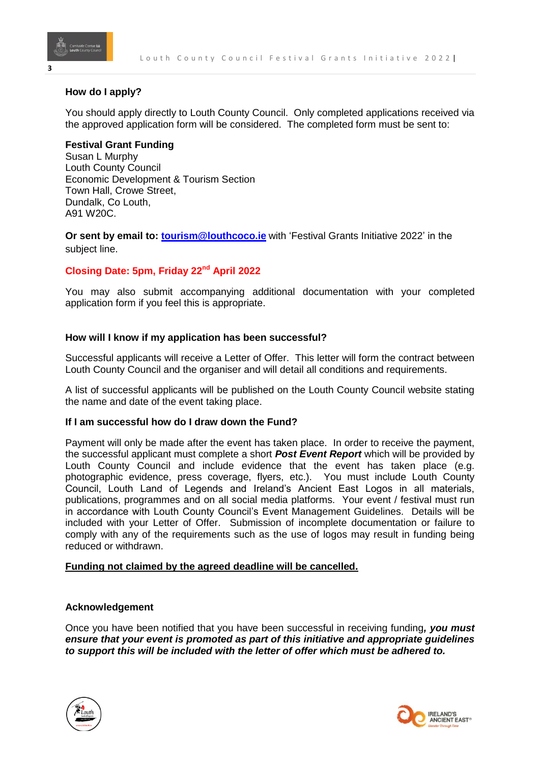## How do I apply?

You should apply directly to Louth County Council. Only completed applications received via the approved application form will be considered. The completed form must be sent to:

**Festival Grant Funding**
Susan L Murphy
Louth County Council
Economic Development & Tourism Section
Town Hall, Crowe Street,
Dundalk, Co Louth,
A91 W20C.

**Or sent by email to:** **tourism@louthcoco.ie** with 'Festival Grants Initiative 2022' in the subject line.

**Closing Date: 5pm, Friday 22nd April 2022**

You may also submit accompanying additional documentation with your completed application form if you feel this is appropriate.

## How will I know if my application has been successful?

Successful applicants will receive a Letter of Offer. This letter will form the contract between Louth County Council and the organiser and will detail all conditions and requirements.

A list of successful applicants will be published on the Louth County Council website stating the name and date of the event taking place.

## If I am successful how do I draw down the Fund?

Payment will only be made after the event has taken place. In order to receive the payment, the successful applicant must complete a short ***Post Event Report*** which will be provided by Louth County Council and include evidence that the event has taken place (e.g. photographic evidence, press coverage, flyers, etc.). You must include Louth County Council, Louth Land of Legends and Ireland's Ancient East Logos in all materials, publications, programmes and on all social media platforms. Your event / festival must run in accordance with Louth County Council's Event Management Guidelines. Details will be included with your Letter of Offer. Submission of incomplete documentation or failure to comply with any of the requirements such as the use of logos may result in funding being reduced or withdrawn.

**Funding not claimed by the agreed deadline will be cancelled.**

## Acknowledgement

Once you have been notified that you have been successful in receiving funding***, you must ensure that your event is promoted as part of this initiative and appropriate guidelines to support this will be included with the letter of offer which must be adhered to.***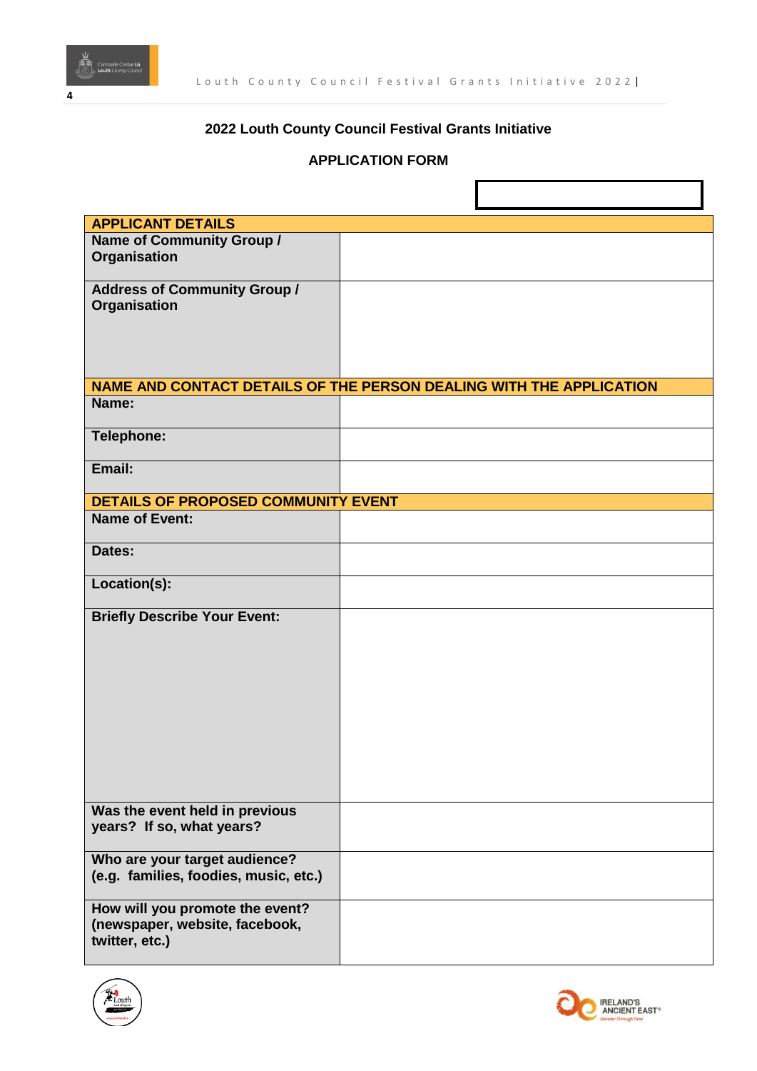## 2022 Louth County Council Festival Grants Initiative

### APPLICATION FORM

| APPLICANT DETAILS | |
|---|---|
| **Name of Community Group / Organisation** | |
| **Address of Community Group / Organisation** | |
| **NAME AND CONTACT DETAILS OF THE PERSON DEALING WITH THE APPLICATION** | |
| **Name:** | |
| **Telephone:** | |
| **Email:** | |
| **DETAILS OF PROPOSED COMMUNITY EVENT** | |
| **Name of Event:** | |
| **Dates:** | |
| **Location(s):** | |
| **Briefly Describe Your Event:** | |
| **Was the event held in previous years? If so, what years?** | |
| **Who are your target audience? (e.g. families, foodies, music, etc.)** | |
| **How will you promote the event? (newspaper, website, facebook, twitter, etc.)** | |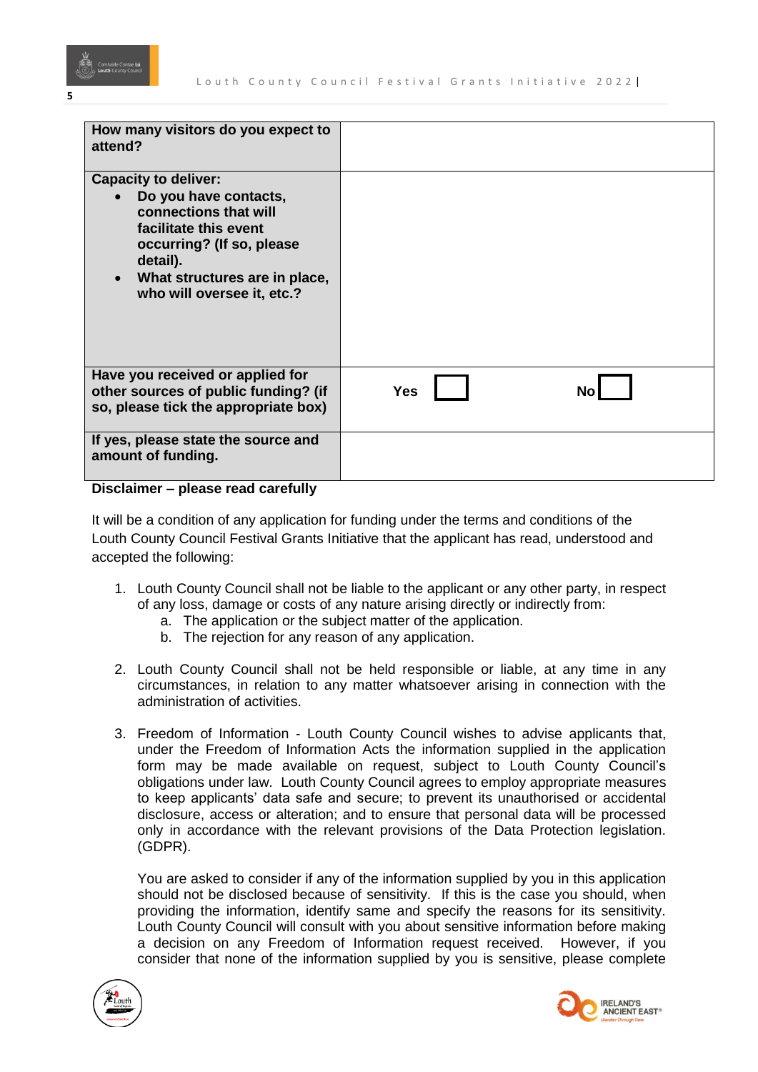| How many visitors do you expect to attend? | | |
|---|---|---|
| **Capacity to deliver:** <br> • Do you have contacts, connections that will facilitate this event occurring? (If so, please detail). <br> • What structures are in place, who will oversee it, etc.? | | |
| **Have you received or applied for other sources of public funding? (if so, please tick the appropriate box)** | **Yes** ☐ | **No** ☐ |
| **If yes, please state the source and amount of funding.** | | |

**Disclaimer – please read carefully**

It will be a condition of any application for funding under the terms and conditions of the Louth County Council Festival Grants Initiative that the applicant has read, understood and accepted the following:

1. Louth County Council shall not be liable to the applicant or any other party, in respect of any loss, damage or costs of any nature arising directly or indirectly from:
   a. The application or the subject matter of the application.
   b. The rejection for any reason of any application.

2. Louth County Council shall not be held responsible or liable, at any time in any circumstances, in relation to any matter whatsoever arising in connection with the administration of activities.

3. Freedom of Information - Louth County Council wishes to advise applicants that, under the Freedom of Information Acts the information supplied in the application form may be made available on request, subject to Louth County Council's obligations under law. Louth County Council agrees to employ appropriate measures to keep applicants' data safe and secure; to prevent its unauthorised or accidental disclosure, access or alteration; and to ensure that personal data will be processed only in accordance with the relevant provisions of the Data Protection legislation. (GDPR).

   You are asked to consider if any of the information supplied by you in this application should not be disclosed because of sensitivity. If this is the case you should, when providing the information, identify same and specify the reasons for its sensitivity. Louth County Council will consult with you about sensitive information before making a decision on any Freedom of Information request received. However, if you consider that none of the information supplied by you is sensitive, please complete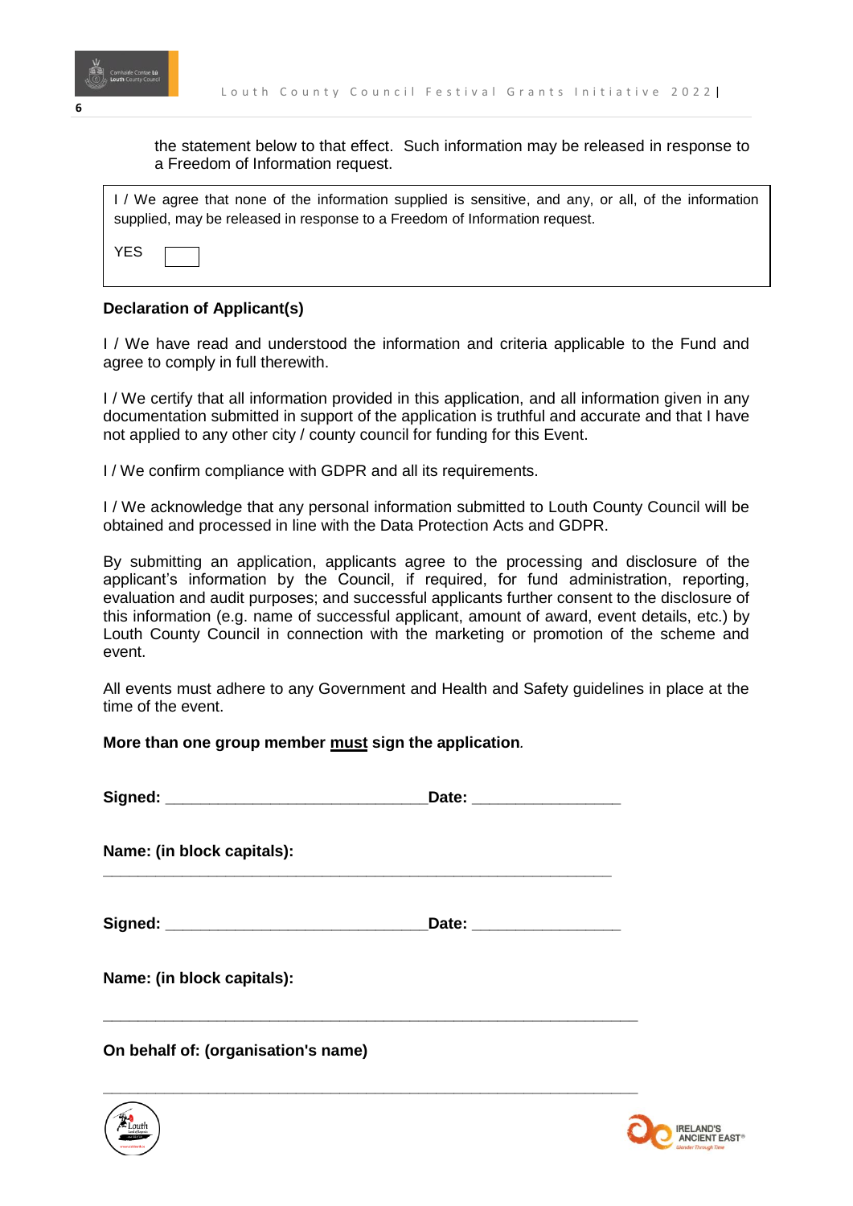the statement below to that effect. Such information may be released in response to a Freedom of Information request.

| |
|---|
| I / We agree that none of the information supplied is sensitive, and any, or all, of the information supplied, may be released in response to a Freedom of Information request.<br><br>YES ☐ |

**Declaration of Applicant(s)**

I / We have read and understood the information and criteria applicable to the Fund and agree to comply in full therewith.

I / We certify that all information provided in this application, and all information given in any documentation submitted in support of the application is truthful and accurate and that I have not applied to any other city / county council for funding for this Event.

I / We confirm compliance with GDPR and all its requirements.

I / We acknowledge that any personal information submitted to Louth County Council will be obtained and processed in line with the Data Protection Acts and GDPR.

By submitting an application, applicants agree to the processing and disclosure of the applicant's information by the Council, if required, for fund administration, reporting, evaluation and audit purposes; and successful applicants further consent to the disclosure of this information (e.g. name of successful applicant, amount of award, event details, etc.) by Louth County Council in connection with the marketing or promotion of the scheme and event.

All events must adhere to any Government and Health and Safety guidelines in place at the time of the event.

**More than one group member <u>must</u> sign the application**.

**Signed:** ______________________________ **Date:** _________________

**Name: (in block capitals):**

___________________________________________________________

**Signed:** ______________________________ **Date:** _________________

**Name: (in block capitals):**

___________________________________________________________

**On behalf of: (organisation's name)**

___________________________________________________________